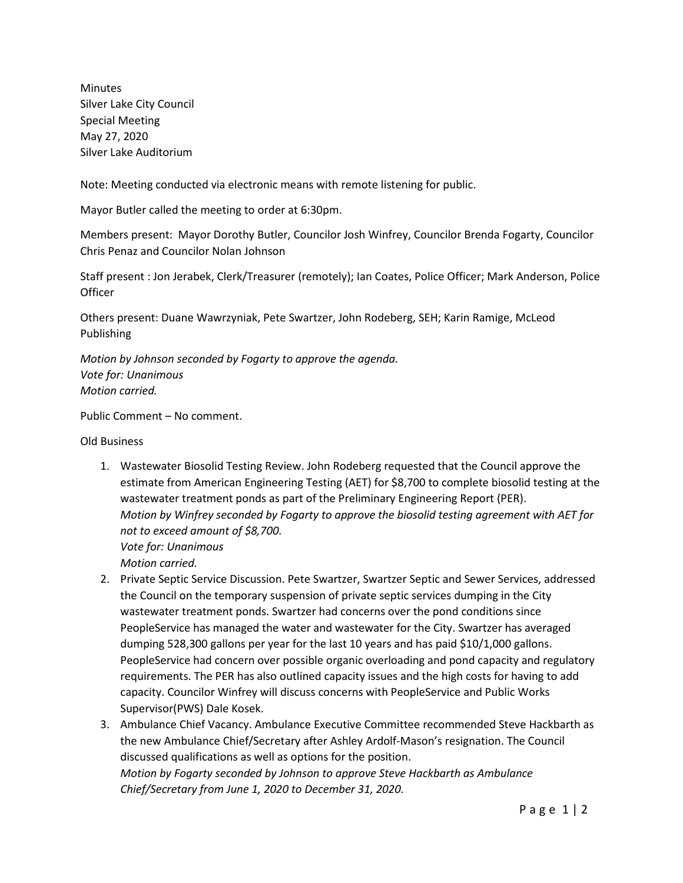Minutes
Silver Lake City Council
Special Meeting
May 27, 2020
Silver Lake Auditorium

Note: Meeting conducted via electronic means with remote listening for public.

Mayor Butler called the meeting to order at 6:30pm.

Members present: Mayor Dorothy Butler, Councilor Josh Winfrey, Councilor Brenda Fogarty, Councilor Chris Penaz and Councilor Nolan Johnson

Staff present : Jon Jerabek, Clerk/Treasurer (remotely); Ian Coates, Police Officer; Mark Anderson, Police Officer

Others present: Duane Wawrzyniak, Pete Swartzer, John Rodeberg, SEH; Karin Ramige, McLeod Publishing

*Motion by Johnson seconded by Fogarty to approve the agenda.*
*Vote for: Unanimous*
*Motion carried.*

Public Comment – No comment.

Old Business

1. Wastewater Biosolid Testing Review. John Rodeberg requested that the Council approve the estimate from American Engineering Testing (AET) for $8,700 to complete biosolid testing at the wastewater treatment ponds as part of the Preliminary Engineering Report (PER).
   *Motion by Winfrey seconded by Fogarty to approve the biosolid testing agreement with AET for not to exceed amount of $8,700.*
   *Vote for: Unanimous*
   *Motion carried.*
2. Private Septic Service Discussion. Pete Swartzer, Swartzer Septic and Sewer Services, addressed the Council on the temporary suspension of private septic services dumping in the City wastewater treatment ponds. Swartzer had concerns over the pond conditions since PeopleService has managed the water and wastewater for the City. Swartzer has averaged dumping 528,300 gallons per year for the last 10 years and has paid $10/1,000 gallons. PeopleService had concern over possible organic overloading and pond capacity and regulatory requirements. The PER has also outlined capacity issues and the high costs for having to add capacity. Councilor Winfrey will discuss concerns with PeopleService and Public Works Supervisor(PWS) Dale Kosek.
3. Ambulance Chief Vacancy. Ambulance Executive Committee recommended Steve Hackbarth as the new Ambulance Chief/Secretary after Ashley Ardolf-Mason's resignation. The Council discussed qualifications as well as options for the position.
   *Motion by Fogarty seconded by Johnson to approve Steve Hackbarth as Ambulance Chief/Secretary from June 1, 2020 to December 31, 2020.*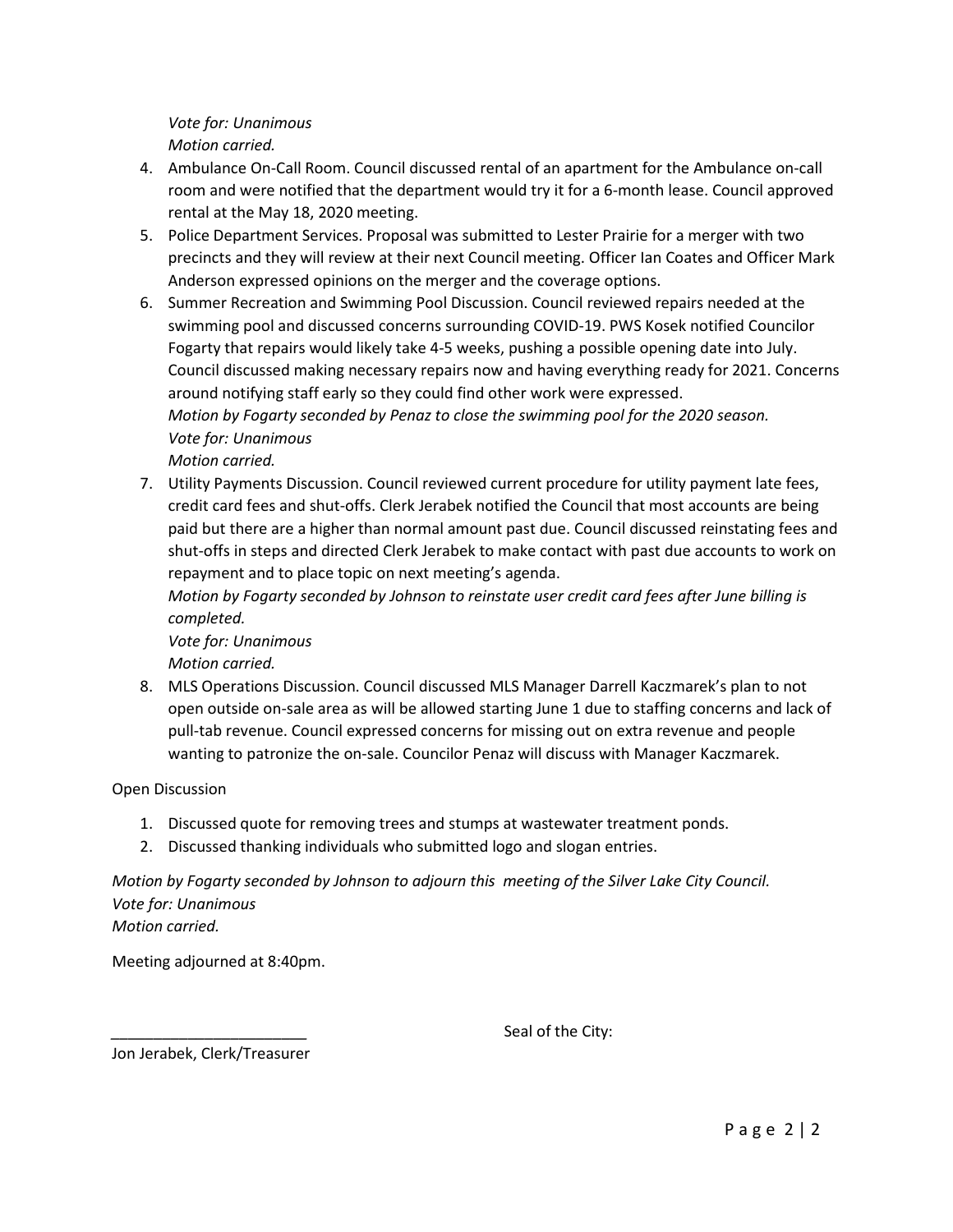*Vote for: Unanimous*
*Motion carried.*

4. Ambulance On-Call Room. Council discussed rental of an apartment for the Ambulance on-call room and were notified that the department would try it for a 6-month lease. Council approved rental at the May 18, 2020 meeting.
5. Police Department Services. Proposal was submitted to Lester Prairie for a merger with two precincts and they will review at their next Council meeting. Officer Ian Coates and Officer Mark Anderson expressed opinions on the merger and the coverage options.
6. Summer Recreation and Swimming Pool Discussion. Council reviewed repairs needed at the swimming pool and discussed concerns surrounding COVID-19. PWS Kosek notified Councilor Fogarty that repairs would likely take 4-5 weeks, pushing a possible opening date into July. Council discussed making necessary repairs now and having everything ready for 2021. Concerns around notifying staff early so they could find other work were expressed.
*Motion by Fogarty seconded by Penaz to close the swimming pool for the 2020 season.*
*Vote for: Unanimous*
*Motion carried.*
7. Utility Payments Discussion. Council reviewed current procedure for utility payment late fees, credit card fees and shut-offs. Clerk Jerabek notified the Council that most accounts are being paid but there are a higher than normal amount past due. Council discussed reinstating fees and shut-offs in steps and directed Clerk Jerabek to make contact with past due accounts to work on repayment and to place topic on next meeting's agenda.
*Motion by Fogarty seconded by Johnson to reinstate user credit card fees after June billing is completed.*
*Vote for: Unanimous*
*Motion carried.*
8. MLS Operations Discussion. Council discussed MLS Manager Darrell Kaczmarek's plan to not open outside on-sale area as will be allowed starting June 1 due to staffing concerns and lack of pull-tab revenue. Council expressed concerns for missing out on extra revenue and people wanting to patronize the on-sale. Councilor Penaz will discuss with Manager Kaczmarek.

Open Discussion

1. Discussed quote for removing trees and stumps at wastewater treatment ponds.
2. Discussed thanking individuals who submitted logo and slogan entries.

*Motion by Fogarty seconded by Johnson to adjourn this meeting of the Silver Lake City Council.*
*Vote for: Unanimous*
*Motion carried.*

Meeting adjourned at 8:40pm.

_______________________ Seal of the City:

Jon Jerabek, Clerk/Treasurer